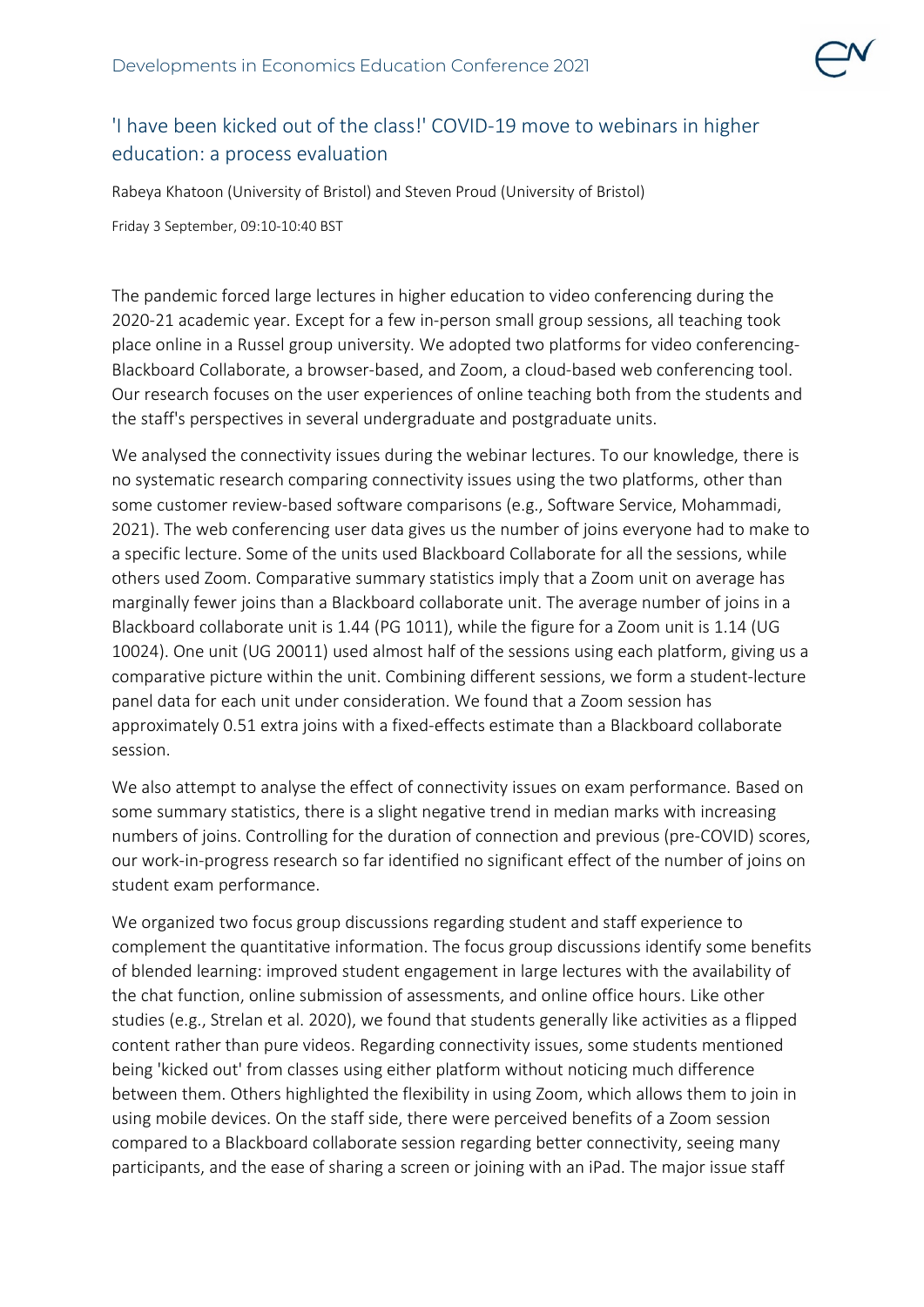## 'I have been kicked out of the class!' COVID-19 move to webinars in higher education: a process evaluation

Rabeya Khatoon (University of Bristol) and Steven Proud (University of Bristol)

Friday 3 September, 09:10-10:40 BST

The pandemic forced large lectures in higher education to video conferencing during the 2020-21 academic year. Except for a few in-person small group sessions, all teaching took place online in a Russel group university. We adopted two platforms for video conferencing- Blackboard Collaborate, a browser-based, and Zoom, a cloud-based web conferencing tool. Our research focuses on the user experiences of online teaching both from the students and the staff's perspectives in several undergraduate and postgraduate units.

We analysed the connectivity issues during the webinar lectures. To our knowledge, there is no systematic research comparing connectivity issues using the two platforms, other than some customer review-based software comparisons (e.g., Software Service, Mohammadi, 2021). The web conferencing user data gives us the number of joins everyone had to make to a specific lecture. Some of the units used Blackboard Collaborate for all the sessions, while others used Zoom. Comparative summary statistics imply that a Zoom unit on average has marginally fewer joins than a Blackboard collaborate unit. The average number of joins in a Blackboard collaborate unit is 1.44 (PG 1011), while the figure for a Zoom unit is 1.14 (UG 10024). One unit (UG 20011) used almost half of the sessions using each platform, giving us a comparative picture within the unit. Combining different sessions, we form a student-lecture panel data for each unit under consideration. We found that a Zoom session has approximately 0.51 extra joins with a fixed-effects estimate than a Blackboard collaborate session.

We also attempt to analyse the effect of connectivity issues on exam performance. Based on some summary statistics, there is a slight negative trend in median marks with increasing numbers of joins. Controlling for the duration of connection and previous (pre-COVID) scores, our work-in-progress research so far identified no significant effect of the number of joins on student exam performance.

We organized two focus group discussions regarding student and staff experience to complement the quantitative information. The focus group discussions identify some benefits of blended learning: improved student engagement in large lectures with the availability of the chat function, online submission of assessments, and online office hours. Like other studies (e.g., Strelan et al. 2020), we found that students generally like activities as a flipped content rather than pure videos. Regarding connectivity issues, some students mentioned being 'kicked out' from classes using either platform without noticing much difference between them. Others highlighted the flexibility in using Zoom, which allows them to join in using mobile devices. On the staff side, there were perceived benefits of a Zoom session compared to a Blackboard collaborate session regarding better connectivity, seeing many participants, and the ease of sharing a screen or joining with an iPad. The major issue staff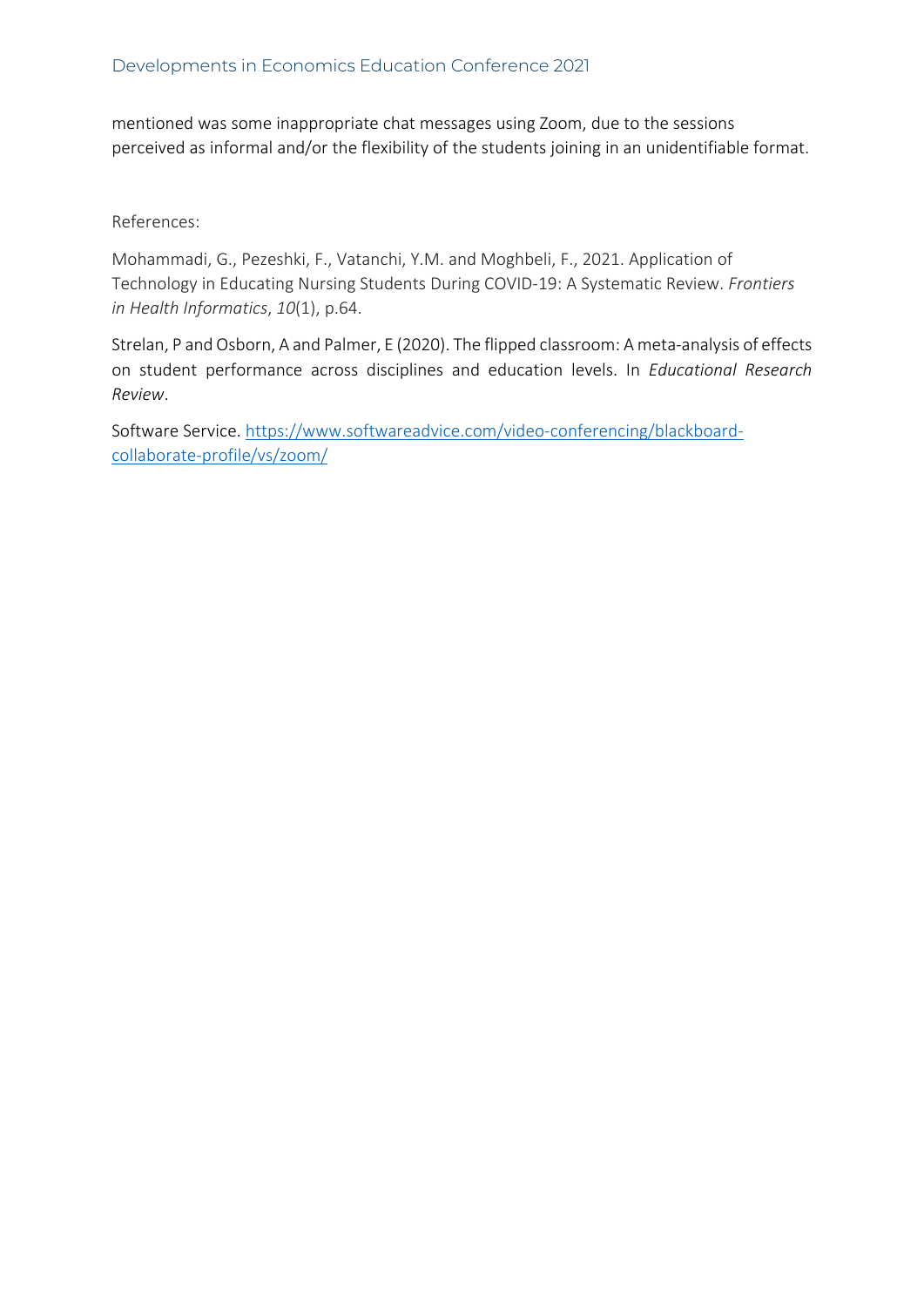mentioned was some inappropriate chat messages using Zoom, due to the sessions perceived as informal and/or the flexibility of the students joining in an unidentifiable format.

References:

Mohammadi, G., Pezeshki, F., Vatanchi, Y.M. and Moghbeli, F., 2021. Application of Technology in Educating Nursing Students During COVID-19: A Systematic Review. *Frontiers in Health Informatics*, *10*(1), p.64.

Strelan, P and Osborn, A and Palmer, E (2020). The flipped classroom: A meta-analysis of effects on student performance across disciplines and education levels. In *Educational Research Review*.

Software Service. [https://www.softwareadvice.com/video-conferencing/blackboard-collaborate-profile/vs/zoom/](https://www.softwareadvice.com/video-conferencing/blackboard-collaborate-profile/vs/zoom/)